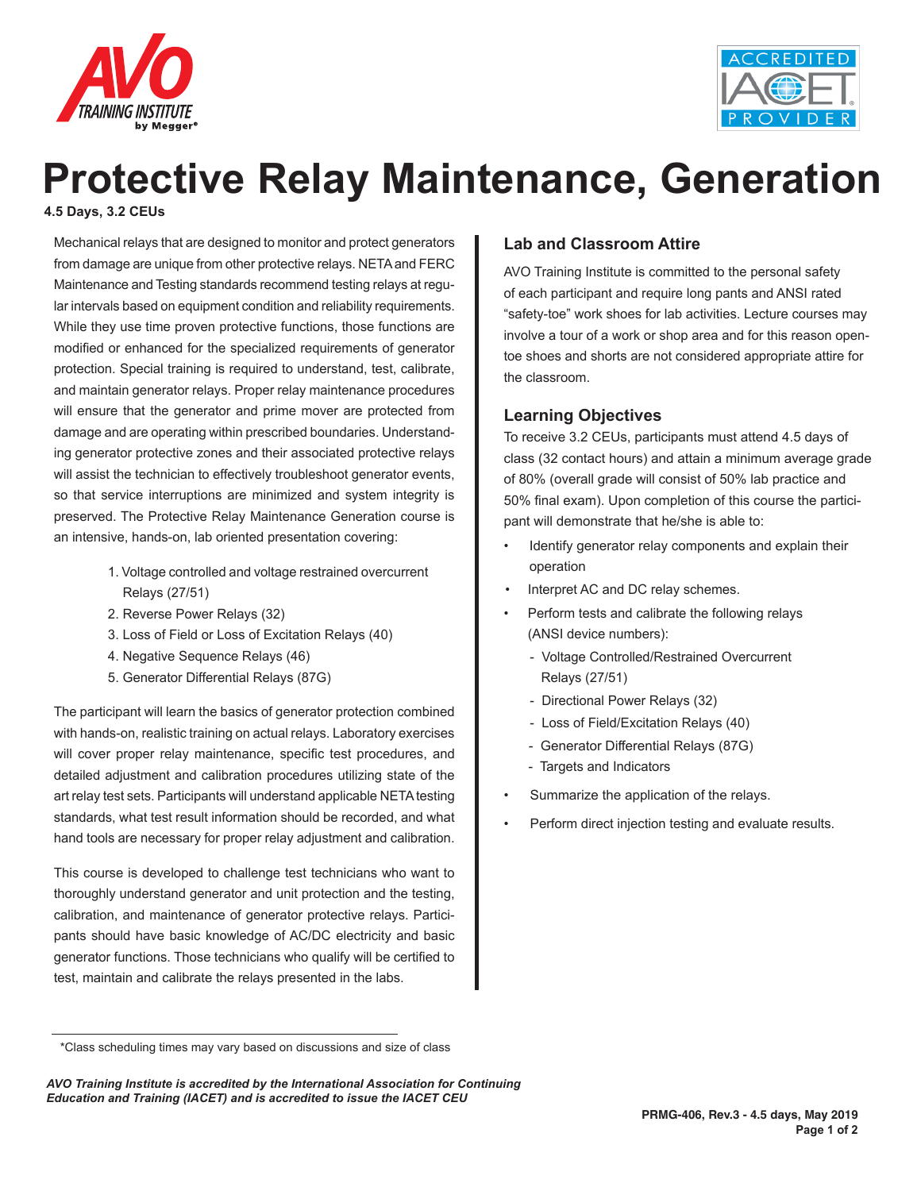# Protective Relay Maintenance, Generation

**4.5 Days, 3.2 CEUs**

Mechanical relays that are designed to monitor and protect generators from damage are unique from other protective relays. NETA and FERC Maintenance and Testing standards recommend testing relays at regular intervals based on equipment condition and reliability requirements. While they use time proven protective functions, those functions are modified or enhanced for the specialized requirements of generator protection. Special training is required to understand, test, calibrate, and maintain generator relays. Proper relay maintenance procedures will ensure that the generator and prime mover are protected from damage and are operating within prescribed boundaries. Understanding generator protective zones and their associated protective relays will assist the technician to effectively troubleshoot generator events, so that service interruptions are minimized and system integrity is preserved. The Protective Relay Maintenance Generation course is an intensive, hands-on, lab oriented presentation covering:

1. Voltage controlled and voltage restrained overcurrent Relays (27/51)
2. Reverse Power Relays (32)
3. Loss of Field or Loss of Excitation Relays (40)
4. Negative Sequence Relays (46)
5. Generator Differential Relays (87G)

The participant will learn the basics of generator protection combined with hands-on, realistic training on actual relays. Laboratory exercises will cover proper relay maintenance, specific test procedures, and detailed adjustment and calibration procedures utilizing state of the art relay test sets. Participants will understand applicable NETA testing standards, what test result information should be recorded, and what hand tools are necessary for proper relay adjustment and calibration.

This course is developed to challenge test technicians who want to thoroughly understand generator and unit protection and the testing, calibration, and maintenance of generator protective relays. Participants should have basic knowledge of AC/DC electricity and basic generator functions. Those technicians who qualify will be certified to test, maintain and calibrate the relays presented in the labs.

## Lab and Classroom Attire

AVO Training Institute is committed to the personal safety of each participant and require long pants and ANSI rated "safety-toe" work shoes for lab activities. Lecture courses may involve a tour of a work or shop area and for this reason open-toe shoes and shorts are not considered appropriate attire for the classroom.

## Learning Objectives

To receive 3.2 CEUs, participants must attend 4.5 days of class (32 contact hours) and attain a minimum average grade of 80% (overall grade will consist of 50% lab practice and 50% final exam). Upon completion of this course the participant will demonstrate that he/she is able to:

- Identify generator relay components and explain their operation
- Interpret AC and DC relay schemes.
- Perform tests and calibrate the following relays (ANSI device numbers):
  - Voltage Controlled/Restrained Overcurrent Relays (27/51)
  - Directional Power Relays (32)
  - Loss of Field/Excitation Relays (40)
  - Generator Differential Relays (87G)
  - Targets and Indicators
- Summarize the application of the relays.
- Perform direct injection testing and evaluate results.

---

*Class scheduling times may vary based on discussions and size of class

***AVO Training Institute is accredited by the International Association for Continuing Education and Training (IACET) and is accredited to issue the IACET CEU***

**PRMG-406, Rev.3 - 4.5 days, May 2019**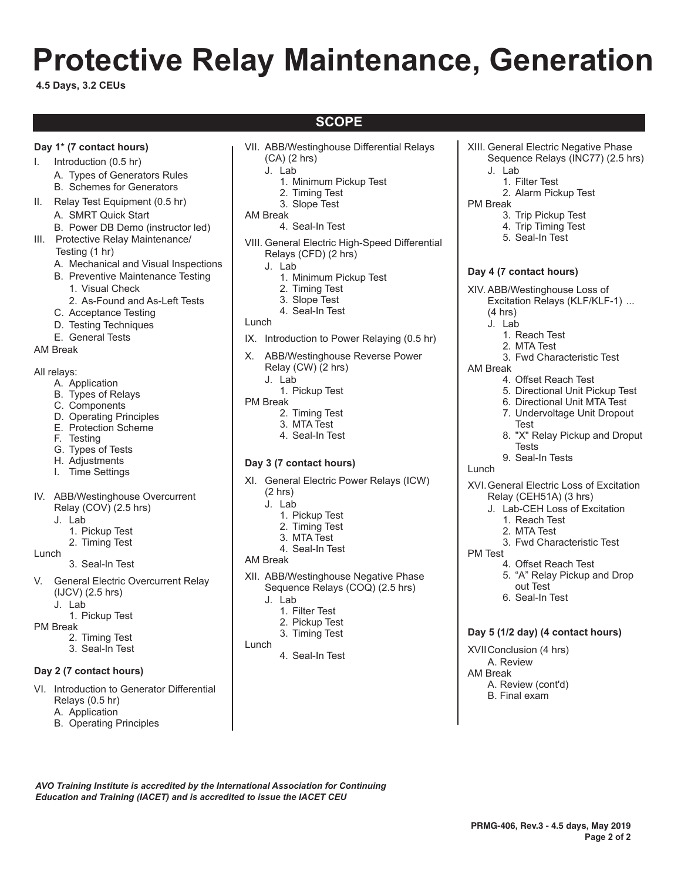# Protective Relay Maintenance, Generation

**4.5 Days, 3.2 CEUs**

## SCOPE

**Day 1* (7 contact hours)**

I. Introduction (0.5 hr)
   - A. Types of Generators Rules
   - B. Schemes for Generators

II. Relay Test Equipment (0.5 hr)
   - A. SMRT Quick Start
   - B. Power DB Demo (instructor led)

III. Protective Relay Maintenance/ Testing (1 hr)
   - A. Mechanical and Visual Inspections
   - B. Preventive Maintenance Testing
     1. Visual Check
     2. As-Found and As-Left Tests
   - C. Acceptance Testing
   - D. Testing Techniques
   - E. General Tests

AM Break

All relays:
   - A. Application
   - B. Types of Relays
   - C. Components
   - D. Operating Principles
   - E. Protection Scheme
   - F. Testing
   - G. Types of Tests
   - H. Adjustments
   - I. Time Settings

IV. ABB/Westinghouse Overcurrent Relay (COV) (2.5 hrs)
   - J. Lab
     1. Pickup Test
     2. Timing Test

Lunch
     3. Seal-In Test

V. General Electric Overcurrent Relay (IJCV) (2.5 hrs)
   - J. Lab
     1. Pickup Test

PM Break
     2. Timing Test
     3. Seal-In Test

**Day 2 (7 contact hours)**

VI. Introduction to Generator Differential Relays (0.5 hr)
   - A. Application
   - B. Operating Principles

VII. ABB/Westinghouse Differential Relays (CA) (2 hrs)
   - J. Lab
     1. Minimum Pickup Test
     2. Timing Test
     3. Slope Test

AM Break
     4. Seal-In Test

VIII. General Electric High-Speed Differential Relays (CFD) (2 hrs)
   - J. Lab
     1. Minimum Pickup Test
     2. Timing Test
     3. Slope Test
     4. Seal-In Test

Lunch

IX. Introduction to Power Relaying (0.5 hr)

X. ABB/Westinghouse Reverse Power Relay (CW) (2 hrs)
   - J. Lab
     1. Pickup Test

PM Break
     2. Timing Test
     3. MTA Test
     4. Seal-In Test

**Day 3 (7 contact hours)**

XI. General Electric Power Relays (ICW) (2 hrs)
   - J. Lab
     1. Pickup Test
     2. Timing Test
     3. MTA Test
     4. Seal-In Test

AM Break

XII. ABB/Westinghouse Negative Phase Sequence Relays (COQ) (2.5 hrs)
   - J. Lab
     1. Filter Test
     2. Pickup Test
     3. Timing Test

Lunch
     4. Seal-In Test

XIII. General Electric Negative Phase Sequence Relays (INC77) (2.5 hrs)
   - J. Lab
     1. Filter Test
     2. Alarm Pickup Test

PM Break
     3. Trip Pickup Test
     4. Trip Timing Test
     5. Seal-In Test

**Day 4 (7 contact hours)**

XIV. ABB/Westinghouse Loss of Excitation Relays (KLF/KLF-1) ... (4 hrs)
   - J. Lab
     1. Reach Test
     2. MTA Test
     3. Fwd Characteristic Test

AM Break
     4. Offset Reach Test
     5. Directional Unit Pickup Test
     6. Directional Unit MTA Test
     7. Undervoltage Unit Dropout Test
     8. "X" Relay Pickup and Droput Tests
     9. Seal-In Tests

Lunch

XVI. General Electric Loss of Excitation Relay (CEH51A) (3 hrs)
   - J. Lab-CEH Loss of Excitation
     1. Reach Test
     2. MTA Test
     3. Fwd Characteristic Test

PM Test
     4. Offset Reach Test
     5. "A" Relay Pickup and Drop out Test
     6. Seal-In Test

**Day 5 (1/2 day) (4 contact hours)**

XVII Conclusion (4 hrs)
   - A. Review

AM Break
   - A. Review (cont'd)
   - B. Final exam

*AVO Training Institute is accredited by the International Association for Continuing Education and Training (IACET) and is accredited to issue the IACET CEU*

**PRMG-406, Rev.3 - 4.5 days, May 2019**